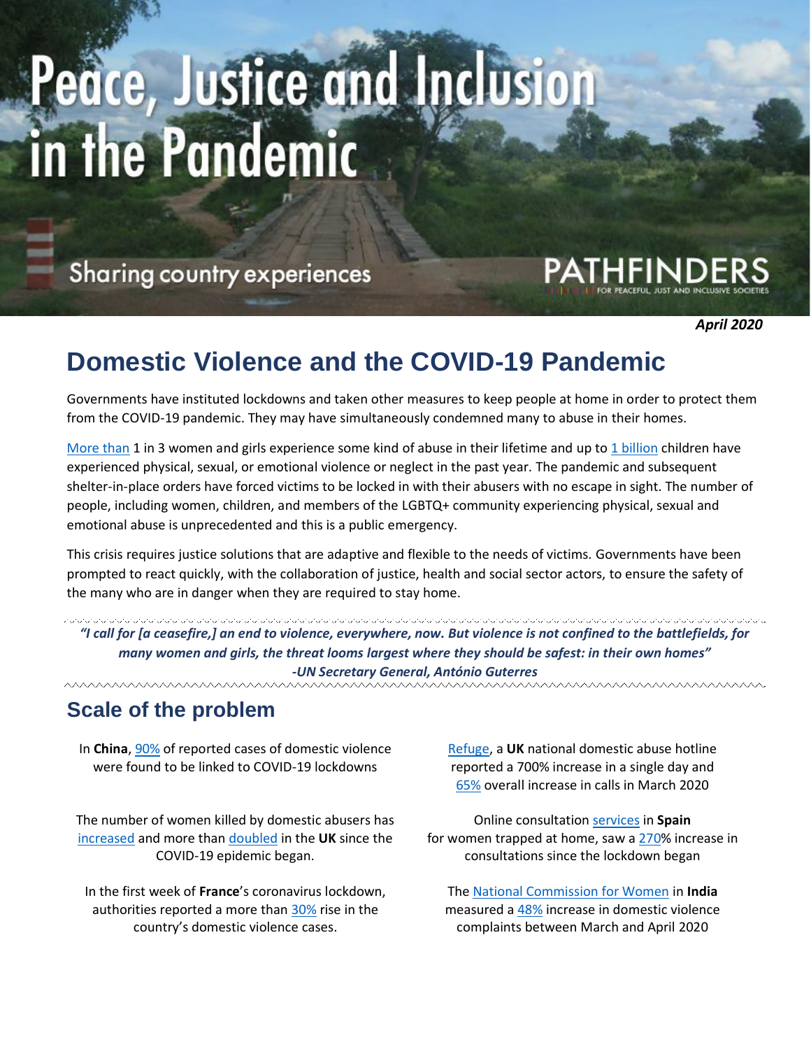# Peace, Justice and Inclusion in the Pandemic

Sharing country experiences

PATHFINDERS FOR PEACEFUL, JUST AND INCLUSIVE SOCIETIES

***April 2020***

## Domestic Violence and the COVID-19 Pandemic

Governments have instituted lockdowns and taken other measures to keep people at home in order to protect them from the COVID-19 pandemic. They may have simultaneously condemned many to abuse in their homes.

More than 1 in 3 women and girls experience some kind of abuse in their lifetime and up to 1 billion children have experienced physical, sexual, or emotional violence or neglect in the past year. The pandemic and subsequent shelter-in-place orders have forced victims to be locked in with their abusers with no escape in sight. The number of people, including women, children, and members of the LGBTQ+ community experiencing physical, sexual and emotional abuse is unprecedented and this is a public emergency.

This crisis requires justice solutions that are adaptive and flexible to the needs of victims. Governments have been prompted to react quickly, with the collaboration of justice, health and social sector actors, to ensure the safety of the many who are in danger when they are required to stay home.

***"I call for [a ceasefire,] an end to violence, everywhere, now. But violence is not confined to the battlefields, for many women and girls, the threat looms largest where they should be safest: in their own homes"***
***-UN Secretary General, António Guterres***

## Scale of the problem

In **China**, 90% of reported cases of domestic violence were found to be linked to COVID-19 lockdowns

The number of women killed by domestic abusers has increased and more than doubled in the **UK** since the COVID-19 epidemic began.

In the first week of **France**'s coronavirus lockdown, authorities reported a more than 30% rise in the country's domestic violence cases.

Refuge, a **UK** national domestic abuse hotline reported a 700% increase in a single day and 65% overall increase in calls in March 2020

Online consultation services in **Spain** for women trapped at home, saw a 270% increase in consultations since the lockdown began

The National Commission for Women in **India** measured a 48% increase in domestic violence complaints between March and April 2020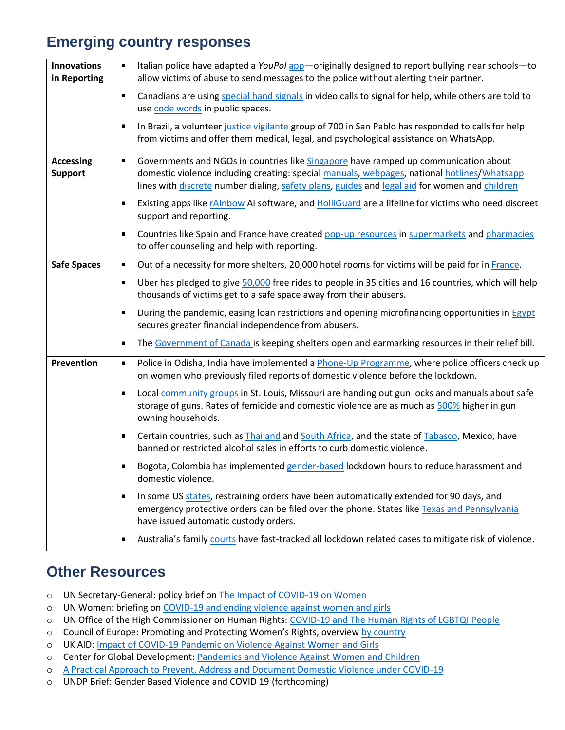## Emerging country responses

| | |
|---|---|
| **Innovations in Reporting** | ▪ Italian police have adapted a *YouPol* app—originally designed to report bullying near schools—to allow victims of abuse to send messages to the police without alerting their partner. ▪ Canadians are using special hand signals in video calls to signal for help, while others are told to use code words in public spaces. ▪ In Brazil, a volunteer justice vigilante group of 700 in San Pablo has responded to calls for help from victims and offer them medical, legal, and psychological assistance on WhatsApp. |
| **Accessing Support** | ▪ Governments and NGOs in countries like Singapore have ramped up communication about domestic violence including creating: special manuals, webpages, national hotlines/Whatsapp lines with discrete number dialing, safety plans, guides and legal aid for women and children ▪ Existing apps like rAInbow AI software, and HolliGuard are a lifeline for victims who need discreet support and reporting. ▪ Countries like Spain and France have created pop-up resources in supermarkets and pharmacies to offer counseling and help with reporting. |
| **Safe Spaces** | ▪ Out of a necessity for more shelters, 20,000 hotel rooms for victims will be paid for in France. ▪ Uber has pledged to give 50,000 free rides to people in 35 cities and 16 countries, which will help thousands of victims get to a safe space away from their abusers. ▪ During the pandemic, easing loan restrictions and opening microfinancing opportunities in Egypt secures greater financial independence from abusers. ▪ The Government of Canada is keeping shelters open and earmarking resources in their relief bill. |
| **Prevention** | ▪ Police in Odisha, India have implemented a Phone-Up Programme, where police officers check up on women who previously filed reports of domestic violence before the lockdown. ▪ Local community groups in St. Louis, Missouri are handing out gun locks and manuals about safe storage of guns. Rates of femicide and domestic violence are as much as 500% higher in gun owning households. ▪ Certain countries, such as Thailand and South Africa, and the state of Tabasco, Mexico, have banned or restricted alcohol sales in efforts to curb domestic violence. ▪ Bogota, Colombia has implemented gender-based lockdown hours to reduce harassment and domestic violence. ▪ In some US states, restraining orders have been automatically extended for 90 days, and emergency protective orders can be filed over the phone. States like Texas and Pennsylvania have issued automatic custody orders. ▪ Australia's family courts have fast-tracked all lockdown related cases to mitigate risk of violence. |

## Other Resources

- UN Secretary-General: policy brief on The Impact of COVID-19 on Women
- UN Women: briefing on COVID-19 and ending violence against women and girls
- UN Office of the High Commissioner on Human Rights: COVID-19 and The Human Rights of LGBTQI People
- Council of Europe: Promoting and Protecting Women's Rights, overview by country
- UK AID: Impact of COVID-19 Pandemic on Violence Against Women and Girls
- Center for Global Development: Pandemics and Violence Against Women and Children
- A Practical Approach to Prevent, Address and Document Domestic Violence under COVID-19
- UNDP Brief: Gender Based Violence and COVID 19 (forthcoming)